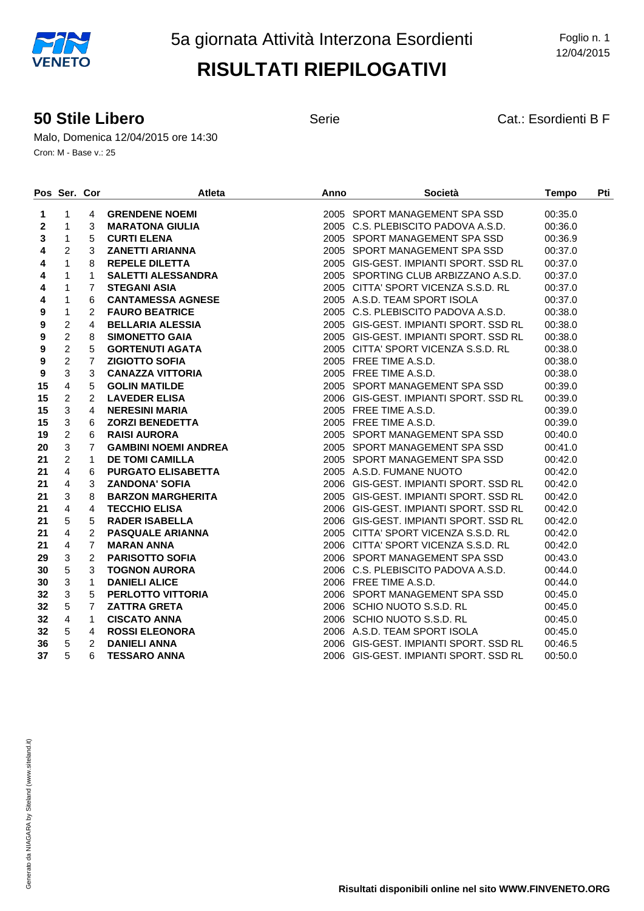FIN VENETO

# 5a giornata Attività Interzona Esordienti

# RISULTATI RIEPILOGATIVI

Foglio n. 1
12/04/2015

## 50 Stile Libero

Serie

Cat.: Esordienti B F

Malo, Domenica 12/04/2015 ore 14:30

Cron: M - Base v.: 25

| Pos | Ser. | Cor | Atleta | Anno | Società | Tempo | Pti |
|---|---|---|---|---|---|---|---|
| **1** | 1 | 4 | **GRENDENE NOEMI** | 2005 | SPORT MANAGEMENT SPA SSD | 00:35.0 | |
| **2** | 1 | 3 | **MARATONA GIULIA** | 2005 | C.S. PLEBISCITO PADOVA A.S.D. | 00:36.0 | |
| **3** | 1 | 5 | **CURTI ELENA** | 2005 | SPORT MANAGEMENT SPA SSD | 00:36.9 | |
| **4** | 2 | 3 | **ZANETTI ARIANNA** | 2005 | SPORT MANAGEMENT SPA SSD | 00:37.0 | |
| **4** | 1 | 8 | **REPELE DILETTA** | 2005 | GIS-GEST. IMPIANTI SPORT. SSD RL | 00:37.0 | |
| **4** | 1 | 1 | **SALETTI ALESSANDRA** | 2005 | SPORTING CLUB ARBIZZANO A.S.D. | 00:37.0 | |
| **4** | 1 | 7 | **STEGANI ASIA** | 2005 | CITTA' SPORT VICENZA S.S.D. RL | 00:37.0 | |
| **4** | 1 | 6 | **CANTAMESSA AGNESE** | 2005 | A.S.D. TEAM SPORT ISOLA | 00:37.0 | |
| **9** | 1 | 2 | **FAURO BEATRICE** | 2005 | C.S. PLEBISCITO PADOVA A.S.D. | 00:38.0 | |
| **9** | 2 | 4 | **BELLARIA ALESSIA** | 2005 | GIS-GEST. IMPIANTI SPORT. SSD RL | 00:38.0 | |
| **9** | 2 | 8 | **SIMONETTO GAIA** | 2005 | GIS-GEST. IMPIANTI SPORT. SSD RL | 00:38.0 | |
| **9** | 2 | 5 | **GORTENUTI AGATA** | 2005 | CITTA' SPORT VICENZA S.S.D. RL | 00:38.0 | |
| **9** | 2 | 7 | **ZIGIOTTO SOFIA** | 2005 | FREE TIME A.S.D. | 00:38.0 | |
| **9** | 3 | 3 | **CANAZZA VITTORIA** | 2005 | FREE TIME A.S.D. | 00:38.0 | |
| **15** | 4 | 5 | **GOLIN MATILDE** | 2005 | SPORT MANAGEMENT SPA SSD | 00:39.0 | |
| **15** | 2 | 2 | **LAVEDER ELISA** | 2006 | GIS-GEST. IMPIANTI SPORT. SSD RL | 00:39.0 | |
| **15** | 3 | 4 | **NERESINI MARIA** | 2005 | FREE TIME A.S.D. | 00:39.0 | |
| **15** | 3 | 6 | **ZORZI BENEDETTA** | 2005 | FREE TIME A.S.D. | 00:39.0 | |
| **19** | 2 | 6 | **RAISI AURORA** | 2005 | SPORT MANAGEMENT SPA SSD | 00:40.0 | |
| **20** | 3 | 7 | **GAMBINI NOEMI ANDREA** | 2005 | SPORT MANAGEMENT SPA SSD | 00:41.0 | |
| **21** | 2 | 1 | **DE TOMI CAMILLA** | 2005 | SPORT MANAGEMENT SPA SSD | 00:42.0 | |
| **21** | 4 | 6 | **PURGATO ELISABETTA** | 2005 | A.S.D. FUMANE NUOTO | 00:42.0 | |
| **21** | 4 | 3 | **ZANDONA' SOFIA** | 2006 | GIS-GEST. IMPIANTI SPORT. SSD RL | 00:42.0 | |
| **21** | 3 | 8 | **BARZON MARGHERITA** | 2005 | GIS-GEST. IMPIANTI SPORT. SSD RL | 00:42.0 | |
| **21** | 4 | 4 | **TECCHIO ELISA** | 2006 | GIS-GEST. IMPIANTI SPORT. SSD RL | 00:42.0 | |
| **21** | 5 | 5 | **RADER ISABELLA** | 2006 | GIS-GEST. IMPIANTI SPORT. SSD RL | 00:42.0 | |
| **21** | 4 | 2 | **PASQUALE ARIANNA** | 2005 | CITTA' SPORT VICENZA S.S.D. RL | 00:42.0 | |
| **21** | 4 | 7 | **MARAN ANNA** | 2006 | CITTA' SPORT VICENZA S.S.D. RL | 00:42.0 | |
| **29** | 3 | 2 | **PARISOTTO SOFIA** | 2006 | SPORT MANAGEMENT SPA SSD | 00:43.0 | |
| **30** | 5 | 3 | **TOGNON AURORA** | 2006 | C.S. PLEBISCITO PADOVA A.S.D. | 00:44.0 | |
| **30** | 3 | 1 | **DANIELI ALICE** | 2006 | FREE TIME A.S.D. | 00:44.0 | |
| **32** | 3 | 5 | **PERLOTTO VITTORIA** | 2006 | SPORT MANAGEMENT SPA SSD | 00:45.0 | |
| **32** | 5 | 7 | **ZATTRA GRETA** | 2006 | SCHIO NUOTO S.S.D. RL | 00:45.0 | |
| **32** | 4 | 1 | **CISCATO ANNA** | 2006 | SCHIO NUOTO S.S.D. RL | 00:45.0 | |
| **32** | 5 | 4 | **ROSSI ELEONORA** | 2006 | A.S.D. TEAM SPORT ISOLA | 00:45.0 | |
| **36** | 5 | 2 | **DANIELI ANNA** | 2006 | GIS-GEST. IMPIANTI SPORT. SSD RL | 00:46.5 | |
| **37** | 5 | 6 | **TESSARO ANNA** | 2006 | GIS-GEST. IMPIANTI SPORT. SSD RL | 00:50.0 | |

Generato da NIAGARA by Siteland (www.siteland.it)

**Risultati disponibili online nel sito WWW.FINVENETO.ORG**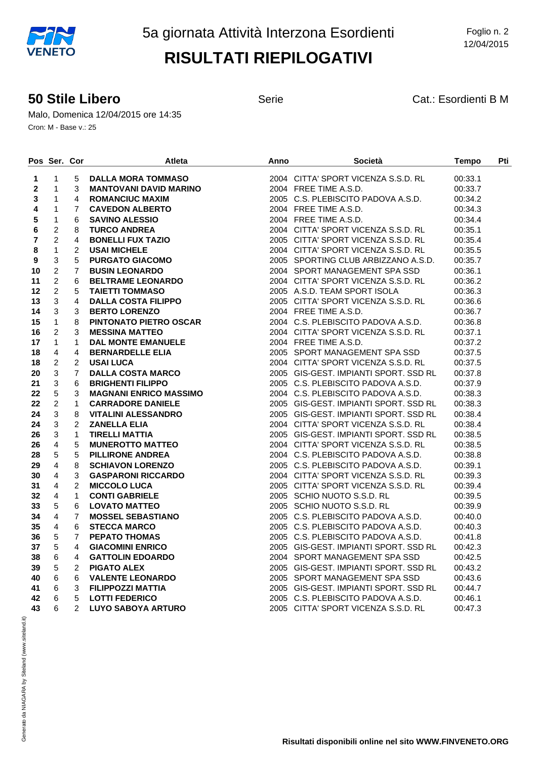# 5a giornata Attività Interzona Esordienti

# RISULTATI RIEPILOGATIVI

## 50 Stile Libero

Serie

Cat.: Esordienti B M

Malo, Domenica 12/04/2015 ore 14:35

Cron: M - Base v.: 25

| Pos | Ser. | Cor | Atleta | Anno | Società | Tempo | Pti |
|---|---|---|---|---|---|---|---|
| 1 | 1 | 5 | DALLA MORA TOMMASO | 2004 | CITTA' SPORT VICENZA S.S.D. RL | 00:33.1 | |
| 2 | 1 | 3 | MANTOVANI DAVID MARINO | 2004 | FREE TIME A.S.D. | 00:33.7 | |
| 3 | 1 | 4 | ROMANCIUC MAXIM | 2005 | C.S. PLEBISCITO PADOVA A.S.D. | 00:34.2 | |
| 4 | 1 | 7 | CAVEDON ALBERTO | 2004 | FREE TIME A.S.D. | 00:34.3 | |
| 5 | 1 | 6 | SAVINO ALESSIO | 2004 | FREE TIME A.S.D. | 00:34.4 | |
| 6 | 2 | 8 | TURCO ANDREA | 2004 | CITTA' SPORT VICENZA S.S.D. RL | 00:35.1 | |
| 7 | 2 | 4 | BONELLI FUX TAZIO | 2005 | CITTA' SPORT VICENZA S.S.D. RL | 00:35.4 | |
| 8 | 1 | 2 | USAI MICHELE | 2004 | CITTA' SPORT VICENZA S.S.D. RL | 00:35.5 | |
| 9 | 3 | 5 | PURGATO GIACOMO | 2005 | SPORTING CLUB ARBIZZANO A.S.D. | 00:35.7 | |
| 10 | 2 | 7 | BUSIN LEONARDO | 2004 | SPORT MANAGEMENT SPA SSD | 00:36.1 | |
| 11 | 2 | 6 | BELTRAME LEONARDO | 2004 | CITTA' SPORT VICENZA S.S.D. RL | 00:36.2 | |
| 12 | 2 | 5 | TAIETTI TOMMASO | 2005 | A.S.D. TEAM SPORT ISOLA | 00:36.3 | |
| 13 | 3 | 4 | DALLA COSTA FILIPPO | 2005 | CITTA' SPORT VICENZA S.S.D. RL | 00:36.6 | |
| 14 | 3 | 3 | BERTO LORENZO | 2004 | FREE TIME A.S.D. | 00:36.7 | |
| 15 | 1 | 8 | PINTONATO PIETRO OSCAR | 2004 | C.S. PLEBISCITO PADOVA A.S.D. | 00:36.8 | |
| 16 | 2 | 3 | MESSINA MATTEO | 2004 | CITTA' SPORT VICENZA S.S.D. RL | 00:37.1 | |
| 17 | 1 | 1 | DAL MONTE EMANUELE | 2004 | FREE TIME A.S.D. | 00:37.2 | |
| 18 | 4 | 4 | BERNARDELLE ELIA | 2005 | SPORT MANAGEMENT SPA SSD | 00:37.5 | |
| 18 | 2 | 2 | USAI LUCA | 2004 | CITTA' SPORT VICENZA S.S.D. RL | 00:37.5 | |
| 20 | 3 | 7 | DALLA COSTA MARCO | 2005 | GIS-GEST. IMPIANTI SPORT. SSD RL | 00:37.8 | |
| 21 | 3 | 6 | BRIGHENTI FILIPPO | 2005 | C.S. PLEBISCITO PADOVA A.S.D. | 00:37.9 | |
| 22 | 5 | 3 | MAGNANI ENRICO MASSIMO | 2004 | C.S. PLEBISCITO PADOVA A.S.D. | 00:38.3 | |
| 22 | 2 | 1 | CARRADORE DANIELE | 2005 | GIS-GEST. IMPIANTI SPORT. SSD RL | 00:38.3 | |
| 24 | 3 | 8 | VITALINI ALESSANDRO | 2005 | GIS-GEST. IMPIANTI SPORT. SSD RL | 00:38.4 | |
| 24 | 3 | 2 | ZANELLA ELIA | 2004 | CITTA' SPORT VICENZA S.S.D. RL | 00:38.4 | |
| 26 | 3 | 1 | TIRELLI MATTIA | 2005 | GIS-GEST. IMPIANTI SPORT. SSD RL | 00:38.5 | |
| 26 | 4 | 5 | MUNEROTTO MATTEO | 2004 | CITTA' SPORT VICENZA S.S.D. RL | 00:38.5 | |
| 28 | 5 | 5 | PILLIRONE ANDREA | 2004 | C.S. PLEBISCITO PADOVA A.S.D. | 00:38.8 | |
| 29 | 4 | 8 | SCHIAVON LORENZO | 2005 | C.S. PLEBISCITO PADOVA A.S.D. | 00:39.1 | |
| 30 | 4 | 3 | GASPARONI RICCARDO | 2004 | CITTA' SPORT VICENZA S.S.D. RL | 00:39.3 | |
| 31 | 4 | 2 | MICCOLO LUCA | 2005 | CITTA' SPORT VICENZA S.S.D. RL | 00:39.4 | |
| 32 | 4 | 1 | CONTI GABRIELE | 2005 | SCHIO NUOTO S.S.D. RL | 00:39.5 | |
| 33 | 5 | 6 | LOVATO MATTEO | 2005 | SCHIO NUOTO S.S.D. RL | 00:39.9 | |
| 34 | 4 | 7 | MOSSEL SEBASTIANO | 2005 | C.S. PLEBISCITO PADOVA A.S.D. | 00:40.0 | |
| 35 | 4 | 6 | STECCA MARCO | 2005 | C.S. PLEBISCITO PADOVA A.S.D. | 00:40.3 | |
| 36 | 5 | 7 | PEPATO THOMAS | 2005 | C.S. PLEBISCITO PADOVA A.S.D. | 00:41.8 | |
| 37 | 5 | 4 | GIACOMINI ENRICO | 2005 | GIS-GEST. IMPIANTI SPORT. SSD RL | 00:42.3 | |
| 38 | 6 | 4 | GATTOLIN EDOARDO | 2004 | SPORT MANAGEMENT SPA SSD | 00:42.5 | |
| 39 | 5 | 2 | PIGATO ALEX | 2005 | GIS-GEST. IMPIANTI SPORT. SSD RL | 00:43.2 | |
| 40 | 6 | 6 | VALENTE LEONARDO | 2005 | SPORT MANAGEMENT SPA SSD | 00:43.6 | |
| 41 | 6 | 3 | FILIPPOZZI MATTIA | 2005 | GIS-GEST. IMPIANTI SPORT. SSD RL | 00:44.7 | |
| 42 | 6 | 5 | LOTTI FEDERICO | 2005 | C.S. PLEBISCITO PADOVA A.S.D. | 00:46.1 | |
| 43 | 6 | 2 | LUYO SABOYA ARTURO | 2005 | CITTA' SPORT VICENZA S.S.D. RL | 00:47.3 | |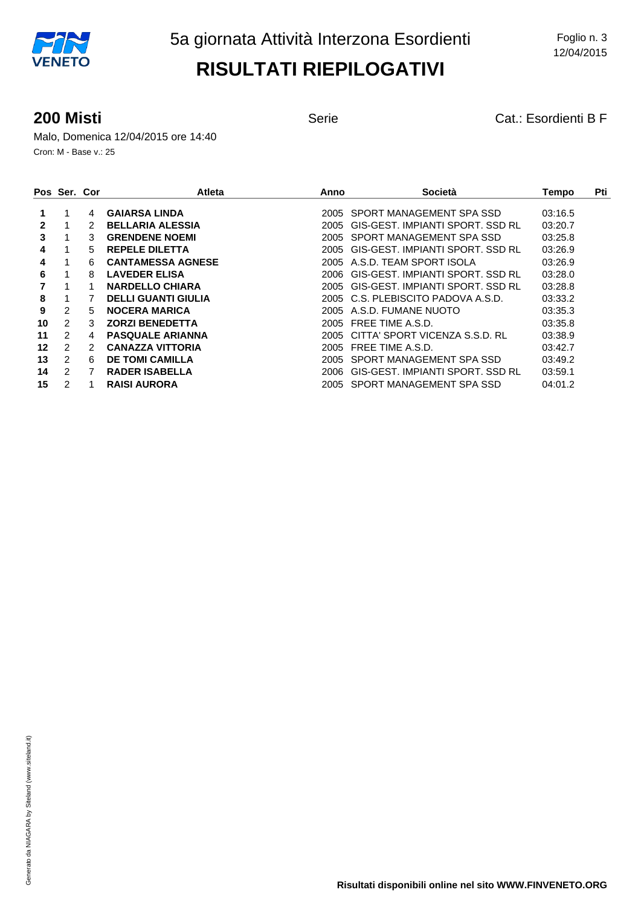# 5a giornata Attività Interzona Esordienti

# RISULTATI RIEPILOGATIVI

Foglio n. 3
12/04/2015

## 200 Misti

Serie

Cat.: Esordienti B F

Malo, Domenica 12/04/2015 ore 14:40

Cron: M - Base v.: 25

| Pos | Ser. | Cor | Atleta | Anno | Società | Tempo | Pti |
|---|---|---|---|---|---|---|---|
| **1** | 1 | 4 | **GAIARSA LINDA** | 2005 | SPORT MANAGEMENT SPA SSD | 03:16.5 | |
| **2** | 1 | 2 | **BELLARIA ALESSIA** | 2005 | GIS-GEST. IMPIANTI SPORT. SSD RL | 03:20.7 | |
| **3** | 1 | 3 | **GRENDENE NOEMI** | 2005 | SPORT MANAGEMENT SPA SSD | 03:25.8 | |
| **4** | 1 | 5 | **REPELE DILETTA** | 2005 | GIS-GEST. IMPIANTI SPORT. SSD RL | 03:26.9 | |
| **4** | 1 | 6 | **CANTAMESSA AGNESE** | 2005 | A.S.D. TEAM SPORT ISOLA | 03:26.9 | |
| **6** | 1 | 8 | **LAVEDER ELISA** | 2006 | GIS-GEST. IMPIANTI SPORT. SSD RL | 03:28.0 | |
| **7** | 1 | 1 | **NARDELLO CHIARA** | 2005 | GIS-GEST. IMPIANTI SPORT. SSD RL | 03:28.8 | |
| **8** | 1 | 7 | **DELLI GUANTI GIULIA** | 2005 | C.S. PLEBISCITO PADOVA A.S.D. | 03:33.2 | |
| **9** | 2 | 5 | **NOCERA MARICA** | 2005 | A.S.D. FUMANE NUOTO | 03:35.3 | |
| **10** | 2 | 3 | **ZORZI BENEDETTA** | 2005 | FREE TIME A.S.D. | 03:35.8 | |
| **11** | 2 | 4 | **PASQUALE ARIANNA** | 2005 | CITTA' SPORT VICENZA S.S.D. RL | 03:38.9 | |
| **12** | 2 | 2 | **CANAZZA VITTORIA** | 2005 | FREE TIME A.S.D. | 03:42.7 | |
| **13** | 2 | 6 | **DE TOMI CAMILLA** | 2005 | SPORT MANAGEMENT SPA SSD | 03:49.2 | |
| **14** | 2 | 7 | **RADER ISABELLA** | 2006 | GIS-GEST. IMPIANTI SPORT. SSD RL | 03:59.1 | |
| **15** | 2 | 1 | **RAISI AURORA** | 2005 | SPORT MANAGEMENT SPA SSD | 04:01.2 | |

Generato da NIAGARA by Siteland (www.siteland.it)

**Risultati disponibili online nel sito WWW.FINVENETO.ORG**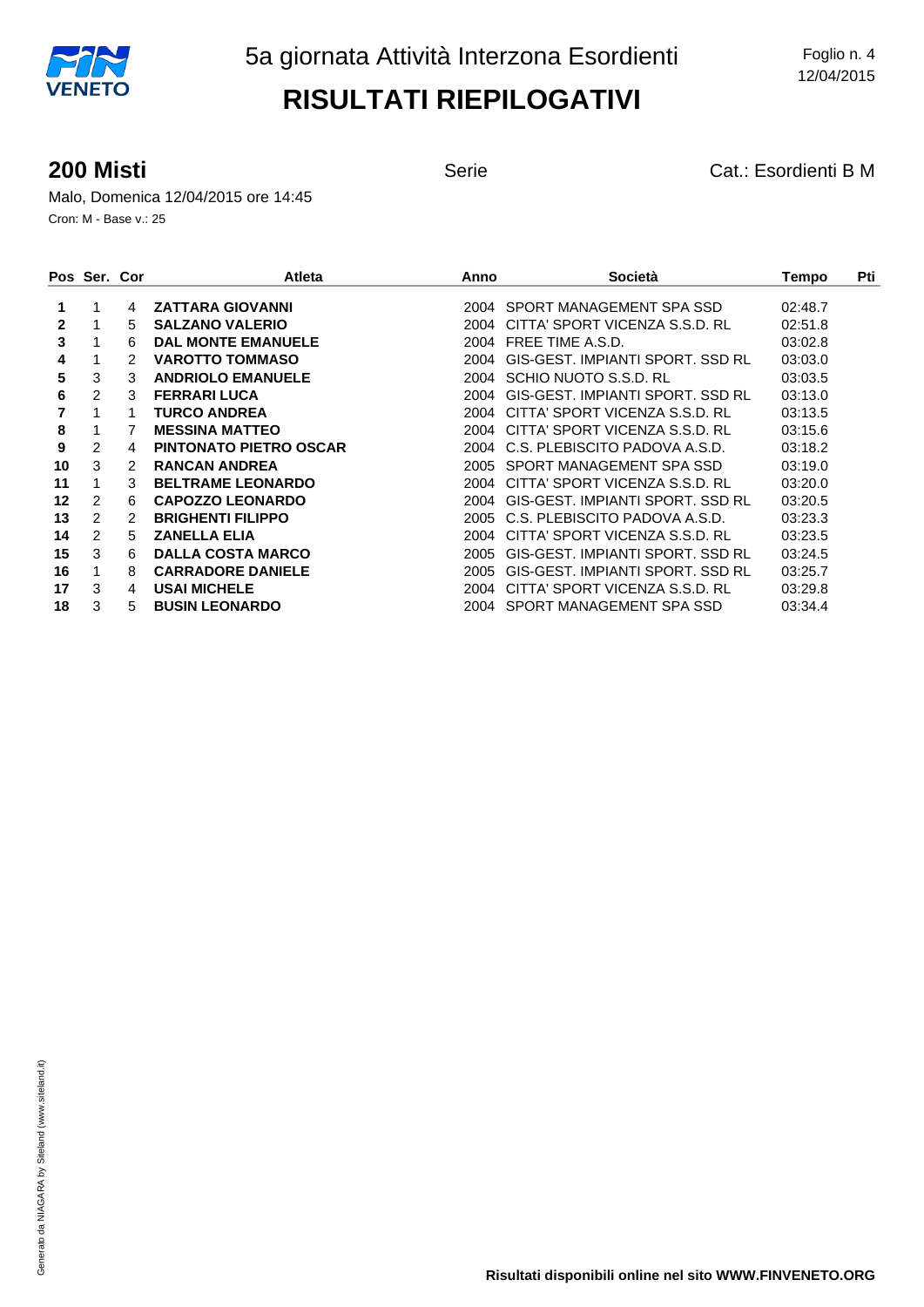# 5a giornata Attività Interzona Esordienti

Foglio n. 4
12/04/2015

# RISULTATI RIEPILOGATIVI

## 200 Misti

Serie

Cat.: Esordienti B M

Malo, Domenica 12/04/2015 ore 14:45

Cron: M - Base v.: 25

| Pos | Ser. | Cor | Atleta | Anno | Società | Tempo | Pti |
|---|---|---|---|---|---|---|---|
| 1 | 1 | 4 | ZATTARA GIOVANNI | 2004 | SPORT MANAGEMENT SPA SSD | 02:48.7 | |
| 2 | 1 | 5 | SALZANO VALERIO | 2004 | CITTA' SPORT VICENZA S.S.D. RL | 02:51.8 | |
| 3 | 1 | 6 | DAL MONTE EMANUELE | 2004 | FREE TIME A.S.D. | 03:02.8 | |
| 4 | 1 | 2 | VAROTTO TOMMASO | 2004 | GIS-GEST. IMPIANTI SPORT. SSD RL | 03:03.0 | |
| 5 | 3 | 3 | ANDRIOLO EMANUELE | 2004 | SCHIO NUOTO S.S.D. RL | 03:03.5 | |
| 6 | 2 | 3 | FERRARI LUCA | 2004 | GIS-GEST. IMPIANTI SPORT. SSD RL | 03:13.0 | |
| 7 | 1 | 1 | TURCO ANDREA | 2004 | CITTA' SPORT VICENZA S.S.D. RL | 03:13.5 | |
| 8 | 1 | 7 | MESSINA MATTEO | 2004 | CITTA' SPORT VICENZA S.S.D. RL | 03:15.6 | |
| 9 | 2 | 4 | PINTONATO PIETRO OSCAR | 2004 | C.S. PLEBISCITO PADOVA A.S.D. | 03:18.2 | |
| 10 | 3 | 2 | RANCAN ANDREA | 2005 | SPORT MANAGEMENT SPA SSD | 03:19.0 | |
| 11 | 1 | 3 | BELTRAME LEONARDO | 2004 | CITTA' SPORT VICENZA S.S.D. RL | 03:20.0 | |
| 12 | 2 | 6 | CAPOZZO LEONARDO | 2004 | GIS-GEST. IMPIANTI SPORT. SSD RL | 03:20.5 | |
| 13 | 2 | 2 | BRIGHENTI FILIPPO | 2005 | C.S. PLEBISCITO PADOVA A.S.D. | 03:23.3 | |
| 14 | 2 | 5 | ZANELLA ELIA | 2004 | CITTA' SPORT VICENZA S.S.D. RL | 03:23.5 | |
| 15 | 3 | 6 | DALLA COSTA MARCO | 2005 | GIS-GEST. IMPIANTI SPORT. SSD RL | 03:24.5 | |
| 16 | 1 | 8 | CARRADORE DANIELE | 2005 | GIS-GEST. IMPIANTI SPORT. SSD RL | 03:25.7 | |
| 17 | 3 | 4 | USAI MICHELE | 2004 | CITTA' SPORT VICENZA S.S.D. RL | 03:29.8 | |
| 18 | 3 | 5 | BUSIN LEONARDO | 2004 | SPORT MANAGEMENT SPA SSD | 03:34.4 | |

Generato da NIAGARA by Siteland (www.siteland.it)

**Risultati disponibili online nel sito WWW.FINVENETO.ORG**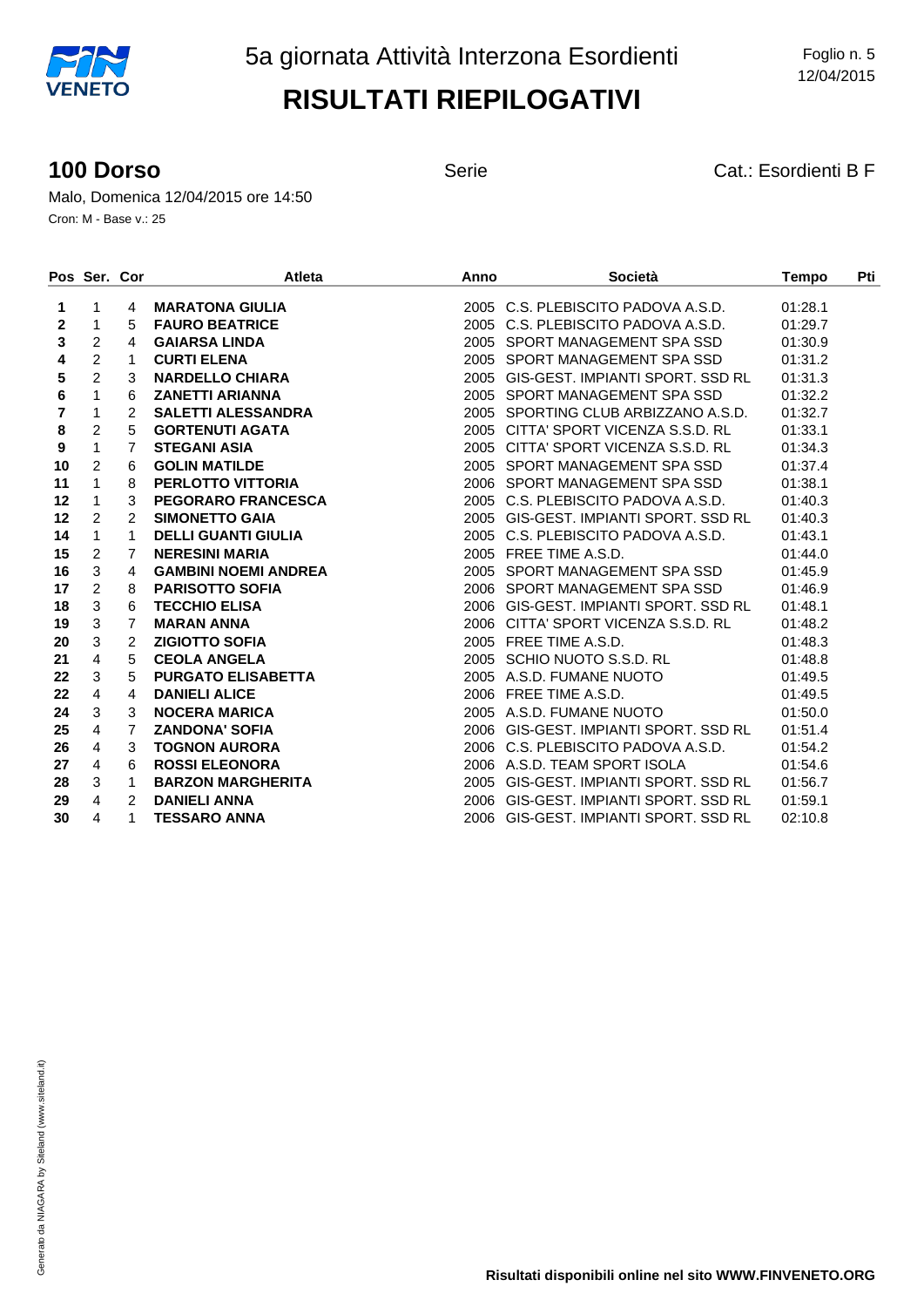# 5a giornata Attività Interzona Esordienti

Foglio n. 5
12/04/2015

## RISULTATI RIEPILOGATIVI

### 100 Dorso

Serie

Cat.: Esordienti B F

Malo, Domenica 12/04/2015 ore 14:50
Cron: M - Base v.: 25

| Pos | Ser. | Cor | Atleta | Anno | Società | Tempo | Pti |
|---|---|---|---|---|---|---|---|
| 1 | 1 | 4 | **MARATONA GIULIA** | 2005 | C.S. PLEBISCITO PADOVA A.S.D. | 01:28.1 | |
| 2 | 1 | 5 | **FAURO BEATRICE** | 2005 | C.S. PLEBISCITO PADOVA A.S.D. | 01:29.7 | |
| 3 | 2 | 4 | **GAIARSA LINDA** | 2005 | SPORT MANAGEMENT SPA SSD | 01:30.9 | |
| 4 | 2 | 1 | **CURTI ELENA** | 2005 | SPORT MANAGEMENT SPA SSD | 01:31.2 | |
| 5 | 2 | 3 | **NARDELLO CHIARA** | 2005 | GIS-GEST. IMPIANTI SPORT. SSD RL | 01:31.3 | |
| 6 | 1 | 6 | **ZANETTI ARIANNA** | 2005 | SPORT MANAGEMENT SPA SSD | 01:32.2 | |
| 7 | 1 | 2 | **SALETTI ALESSANDRA** | 2005 | SPORTING CLUB ARBIZZANO A.S.D. | 01:32.7 | |
| 8 | 2 | 5 | **GORTENUTI AGATA** | 2005 | CITTA' SPORT VICENZA S.S.D. RL | 01:33.1 | |
| 9 | 1 | 7 | **STEGANI ASIA** | 2005 | CITTA' SPORT VICENZA S.S.D. RL | 01:34.3 | |
| 10 | 2 | 6 | **GOLIN MATILDE** | 2005 | SPORT MANAGEMENT SPA SSD | 01:37.4 | |
| 11 | 1 | 8 | **PERLOTTO VITTORIA** | 2006 | SPORT MANAGEMENT SPA SSD | 01:38.1 | |
| 12 | 1 | 3 | **PEGORARO FRANCESCA** | 2005 | C.S. PLEBISCITO PADOVA A.S.D. | 01:40.3 | |
| 12 | 2 | 2 | **SIMONETTO GAIA** | 2005 | GIS-GEST. IMPIANTI SPORT. SSD RL | 01:40.3 | |
| 14 | 1 | 1 | **DELLI GUANTI GIULIA** | 2005 | C.S. PLEBISCITO PADOVA A.S.D. | 01:43.1 | |
| 15 | 2 | 7 | **NERESINI MARIA** | 2005 | FREE TIME A.S.D. | 01:44.0 | |
| 16 | 3 | 4 | **GAMBINI NOEMI ANDREA** | 2005 | SPORT MANAGEMENT SPA SSD | 01:45.9 | |
| 17 | 2 | 8 | **PARISOTTO SOFIA** | 2006 | SPORT MANAGEMENT SPA SSD | 01:46.9 | |
| 18 | 3 | 6 | **TECCHIO ELISA** | 2006 | GIS-GEST. IMPIANTI SPORT. SSD RL | 01:48.1 | |
| 19 | 3 | 7 | **MARAN ANNA** | 2006 | CITTA' SPORT VICENZA S.S.D. RL | 01:48.2 | |
| 20 | 3 | 2 | **ZIGIOTTO SOFIA** | 2005 | FREE TIME A.S.D. | 01:48.3 | |
| 21 | 4 | 5 | **CEOLA ANGELA** | 2005 | SCHIO NUOTO S.S.D. RL | 01:48.8 | |
| 22 | 3 | 5 | **PURGATO ELISABETTA** | 2005 | A.S.D. FUMANE NUOTO | 01:49.5 | |
| 22 | 4 | 4 | **DANIELI ALICE** | 2006 | FREE TIME A.S.D. | 01:49.5 | |
| 24 | 3 | 3 | **NOCERA MARICA** | 2005 | A.S.D. FUMANE NUOTO | 01:50.0 | |
| 25 | 4 | 7 | **ZANDONA' SOFIA** | 2006 | GIS-GEST. IMPIANTI SPORT. SSD RL | 01:51.4 | |
| 26 | 4 | 3 | **TOGNON AURORA** | 2006 | C.S. PLEBISCITO PADOVA A.S.D. | 01:54.2 | |
| 27 | 4 | 6 | **ROSSI ELEONORA** | 2006 | A.S.D. TEAM SPORT ISOLA | 01:54.6 | |
| 28 | 3 | 1 | **BARZON MARGHERITA** | 2005 | GIS-GEST. IMPIANTI SPORT. SSD RL | 01:56.7 | |
| 29 | 4 | 2 | **DANIELI ANNA** | 2006 | GIS-GEST. IMPIANTI SPORT. SSD RL | 01:59.1 | |
| 30 | 4 | 1 | **TESSARO ANNA** | 2006 | GIS-GEST. IMPIANTI SPORT. SSD RL | 02:10.8 | |

Generato da NIAGARA by Siteland (www.siteland.it)

**Risultati disponibili online nel sito WWW.FINVENETO.ORG**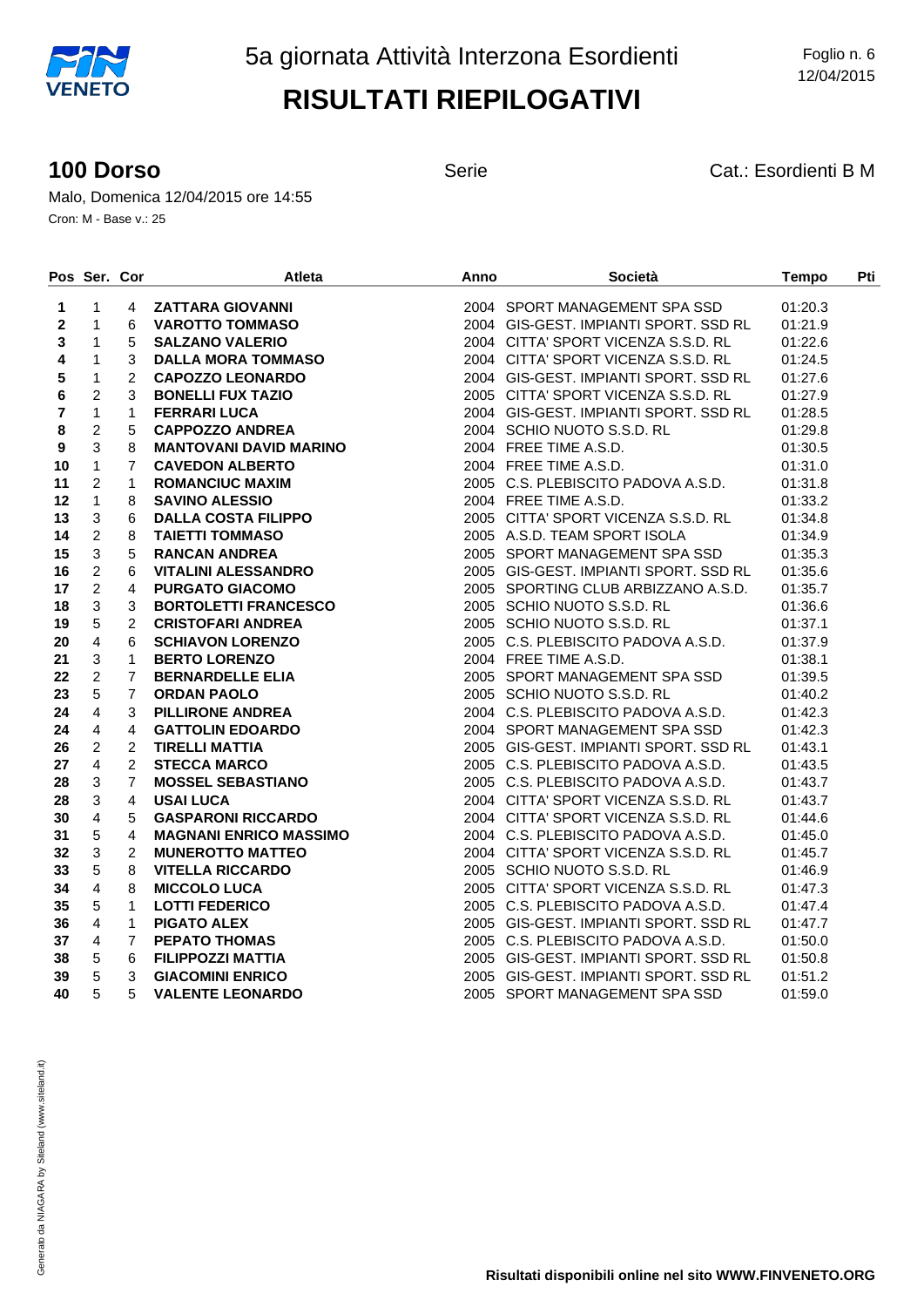5a giornata Attività Interzona Esordienti

# RISULTATI RIEPILOGATIVI

## 100 Dorso

Serie

Cat.: Esordienti B M

Malo, Domenica 12/04/2015 ore 14:55

Cron: M - Base v.: 25

| Pos | Ser. | Cor | Atleta | Anno | Società | Tempo | Pti |
|---|---|---|---|---|---|---|---|
| **1** | 1 | 4 | **ZATTARA GIOVANNI** | 2004 | SPORT MANAGEMENT SPA SSD | 01:20.3 | |
| **2** | 1 | 6 | **VAROTTO TOMMASO** | 2004 | GIS-GEST. IMPIANTI SPORT. SSD RL | 01:21.9 | |
| **3** | 1 | 5 | **SALZANO VALERIO** | 2004 | CITTA' SPORT VICENZA S.S.D. RL | 01:22.6 | |
| **4** | 1 | 3 | **DALLA MORA TOMMASO** | 2004 | CITTA' SPORT VICENZA S.S.D. RL | 01:24.5 | |
| **5** | 1 | 2 | **CAPOZZO LEONARDO** | 2004 | GIS-GEST. IMPIANTI SPORT. SSD RL | 01:27.6 | |
| **6** | 2 | 3 | **BONELLI FUX TAZIO** | 2005 | CITTA' SPORT VICENZA S.S.D. RL | 01:27.9 | |
| **7** | 1 | 1 | **FERRARI LUCA** | 2004 | GIS-GEST. IMPIANTI SPORT. SSD RL | 01:28.5 | |
| **8** | 2 | 5 | **CAPPOZZO ANDREA** | 2004 | SCHIO NUOTO S.S.D. RL | 01:29.8 | |
| **9** | 3 | 8 | **MANTOVANI DAVID MARINO** | 2004 | FREE TIME A.S.D. | 01:30.5 | |
| **10** | 1 | 7 | **CAVEDON ALBERTO** | 2004 | FREE TIME A.S.D. | 01:31.0 | |
| **11** | 2 | 1 | **ROMANCIUC MAXIM** | 2005 | C.S. PLEBISCITO PADOVA A.S.D. | 01:31.8 | |
| **12** | 1 | 8 | **SAVINO ALESSIO** | 2004 | FREE TIME A.S.D. | 01:33.2 | |
| **13** | 3 | 6 | **DALLA COSTA FILIPPO** | 2005 | CITTA' SPORT VICENZA S.S.D. RL | 01:34.8 | |
| **14** | 2 | 8 | **TAIETTI TOMMASO** | 2005 | A.S.D. TEAM SPORT ISOLA | 01:34.9 | |
| **15** | 3 | 5 | **RANCAN ANDREA** | 2005 | SPORT MANAGEMENT SPA SSD | 01:35.3 | |
| **16** | 2 | 6 | **VITALINI ALESSANDRO** | 2005 | GIS-GEST. IMPIANTI SPORT. SSD RL | 01:35.6 | |
| **17** | 2 | 4 | **PURGATO GIACOMO** | 2005 | SPORTING CLUB ARBIZZANO A.S.D. | 01:35.7 | |
| **18** | 3 | 3 | **BORTOLETTI FRANCESCO** | 2005 | SCHIO NUOTO S.S.D. RL | 01:36.6 | |
| **19** | 5 | 2 | **CRISTOFARI ANDREA** | 2005 | SCHIO NUOTO S.S.D. RL | 01:37.1 | |
| **20** | 4 | 6 | **SCHIAVON LORENZO** | 2005 | C.S. PLEBISCITO PADOVA A.S.D. | 01:37.9 | |
| **21** | 3 | 1 | **BERTO LORENZO** | 2004 | FREE TIME A.S.D. | 01:38.1 | |
| **22** | 2 | 7 | **BERNARDELLE ELIA** | 2005 | SPORT MANAGEMENT SPA SSD | 01:39.5 | |
| **23** | 5 | 7 | **ORDAN PAOLO** | 2005 | SCHIO NUOTO S.S.D. RL | 01:40.2 | |
| **24** | 4 | 3 | **PILLIRONE ANDREA** | 2004 | C.S. PLEBISCITO PADOVA A.S.D. | 01:42.3 | |
| **24** | 4 | 4 | **GATTOLIN EDOARDO** | 2004 | SPORT MANAGEMENT SPA SSD | 01:42.3 | |
| **26** | 2 | 2 | **TIRELLI MATTIA** | 2005 | GIS-GEST. IMPIANTI SPORT. SSD RL | 01:43.1 | |
| **27** | 4 | 2 | **STECCA MARCO** | 2005 | C.S. PLEBISCITO PADOVA A.S.D. | 01:43.5 | |
| **28** | 3 | 7 | **MOSSEL SEBASTIANO** | 2005 | C.S. PLEBISCITO PADOVA A.S.D. | 01:43.7 | |
| **28** | 3 | 4 | **USAI LUCA** | 2004 | CITTA' SPORT VICENZA S.S.D. RL | 01:43.7 | |
| **30** | 4 | 5 | **GASPARONI RICCARDO** | 2004 | CITTA' SPORT VICENZA S.S.D. RL | 01:44.6 | |
| **31** | 5 | 4 | **MAGNANI ENRICO MASSIMO** | 2004 | C.S. PLEBISCITO PADOVA A.S.D. | 01:45.0 | |
| **32** | 3 | 2 | **MUNEROTTO MATTEO** | 2004 | CITTA' SPORT VICENZA S.S.D. RL | 01:45.7 | |
| **33** | 5 | 8 | **VITELLA RICCARDO** | 2005 | SCHIO NUOTO S.S.D. RL | 01:46.9 | |
| **34** | 4 | 8 | **MICCOLO LUCA** | 2005 | CITTA' SPORT VICENZA S.S.D. RL | 01:47.3 | |
| **35** | 5 | 1 | **LOTTI FEDERICO** | 2005 | C.S. PLEBISCITO PADOVA A.S.D. | 01:47.4 | |
| **36** | 4 | 1 | **PIGATO ALEX** | 2005 | GIS-GEST. IMPIANTI SPORT. SSD RL | 01:47.7 | |
| **37** | 4 | 7 | **PEPATO THOMAS** | 2005 | C.S. PLEBISCITO PADOVA A.S.D. | 01:50.0 | |
| **38** | 5 | 6 | **FILIPPOZZI MATTIA** | 2005 | GIS-GEST. IMPIANTI SPORT. SSD RL | 01:50.8 | |
| **39** | 5 | 3 | **GIACOMINI ENRICO** | 2005 | GIS-GEST. IMPIANTI SPORT. SSD RL | 01:51.2 | |
| **40** | 5 | 5 | **VALENTE LEONARDO** | 2005 | SPORT MANAGEMENT SPA SSD | 01:59.0 | |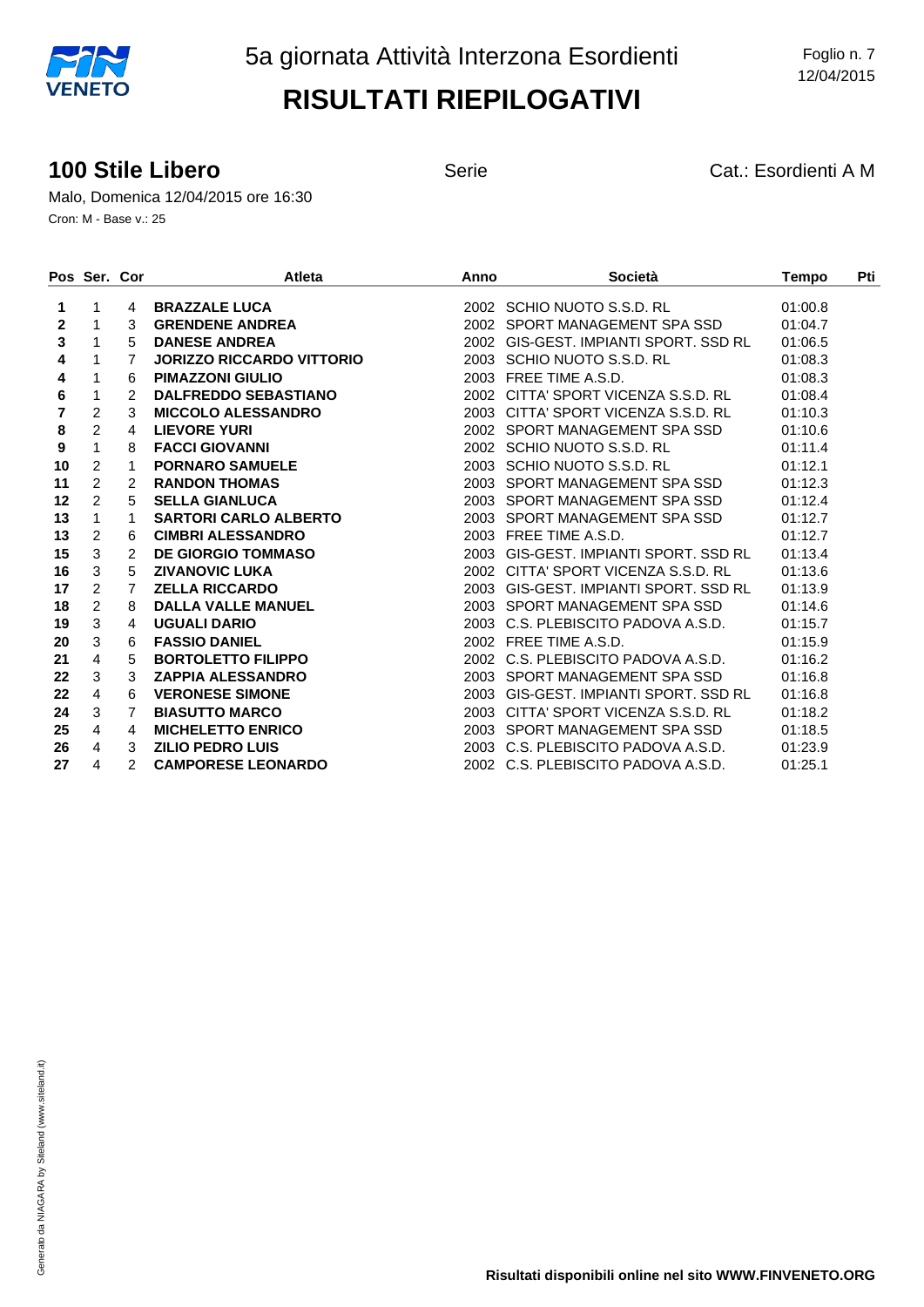# 5a giornata Attività Interzona Esordienti

# RISULTATI RIEPILOGATIVI

Foglio n. 7
12/04/2015

## 100 Stile Libero

Serie

Cat.: Esordienti A M

Malo, Domenica 12/04/2015 ore 16:30

Cron: M - Base v.: 25

| Pos | Ser. | Cor | Atleta | Anno | Società | Tempo | Pti |
|---|---|---|---|---|---|---|---|
| **1** | 1 | 4 | **BRAZZALE LUCA** | 2002 | SCHIO NUOTO S.S.D. RL | 01:00.8 | |
| **2** | 1 | 3 | **GRENDENE ANDREA** | 2002 | SPORT MANAGEMENT SPA SSD | 01:04.7 | |
| **3** | 1 | 5 | **DANESE ANDREA** | 2002 | GIS-GEST. IMPIANTI SPORT. SSD RL | 01:06.5 | |
| **4** | 1 | 7 | **JORIZZO RICCARDO VITTORIO** | 2003 | SCHIO NUOTO S.S.D. RL | 01:08.3 | |
| **4** | 1 | 6 | **PIMAZZONI GIULIO** | 2003 | FREE TIME A.S.D. | 01:08.3 | |
| **6** | 1 | 2 | **DALFREDDO SEBASTIANO** | 2002 | CITTA' SPORT VICENZA S.S.D. RL | 01:08.4 | |
| **7** | 2 | 3 | **MICCOLO ALESSANDRO** | 2003 | CITTA' SPORT VICENZA S.S.D. RL | 01:10.3 | |
| **8** | 2 | 4 | **LIEVORE YURI** | 2002 | SPORT MANAGEMENT SPA SSD | 01:10.6 | |
| **9** | 1 | 8 | **FACCI GIOVANNI** | 2002 | SCHIO NUOTO S.S.D. RL | 01:11.4 | |
| **10** | 2 | 1 | **PORNARO SAMUELE** | 2003 | SCHIO NUOTO S.S.D. RL | 01:12.1 | |
| **11** | 2 | 2 | **RANDON THOMAS** | 2003 | SPORT MANAGEMENT SPA SSD | 01:12.3 | |
| **12** | 2 | 5 | **SELLA GIANLUCA** | 2003 | SPORT MANAGEMENT SPA SSD | 01:12.4 | |
| **13** | 1 | 1 | **SARTORI CARLO ALBERTO** | 2003 | SPORT MANAGEMENT SPA SSD | 01:12.7 | |
| **13** | 2 | 6 | **CIMBRI ALESSANDRO** | 2003 | FREE TIME A.S.D. | 01:12.7 | |
| **15** | 3 | 2 | **DE GIORGIO TOMMASO** | 2003 | GIS-GEST. IMPIANTI SPORT. SSD RL | 01:13.4 | |
| **16** | 3 | 5 | **ZIVANOVIC LUKA** | 2002 | CITTA' SPORT VICENZA S.S.D. RL | 01:13.6 | |
| **17** | 2 | 7 | **ZELLA RICCARDO** | 2003 | GIS-GEST. IMPIANTI SPORT. SSD RL | 01:13.9 | |
| **18** | 2 | 8 | **DALLA VALLE MANUEL** | 2003 | SPORT MANAGEMENT SPA SSD | 01:14.6 | |
| **19** | 3 | 4 | **UGUALI DARIO** | 2003 | C.S. PLEBISCITO PADOVA A.S.D. | 01:15.7 | |
| **20** | 3 | 6 | **FASSIO DANIEL** | 2002 | FREE TIME A.S.D. | 01:15.9 | |
| **21** | 4 | 5 | **BORTOLETTO FILIPPO** | 2002 | C.S. PLEBISCITO PADOVA A.S.D. | 01:16.2 | |
| **22** | 3 | 3 | **ZAPPIA ALESSANDRO** | 2003 | SPORT MANAGEMENT SPA SSD | 01:16.8 | |
| **22** | 4 | 6 | **VERONESE SIMONE** | 2003 | GIS-GEST. IMPIANTI SPORT. SSD RL | 01:16.8 | |
| **24** | 3 | 7 | **BIASUTTO MARCO** | 2003 | CITTA' SPORT VICENZA S.S.D. RL | 01:18.2 | |
| **25** | 4 | 4 | **MICHELETTO ENRICO** | 2003 | SPORT MANAGEMENT SPA SSD | 01:18.5 | |
| **26** | 4 | 3 | **ZILIO PEDRO LUIS** | 2003 | C.S. PLEBISCITO PADOVA A.S.D. | 01:23.9 | |
| **27** | 4 | 2 | **CAMPORESE LEONARDO** | 2002 | C.S. PLEBISCITO PADOVA A.S.D. | 01:25.1 | |

Generato da NIAGARA by Siteland (www.siteland.it)

**Risultati disponibili online nel sito WWW.FINVENETO.ORG**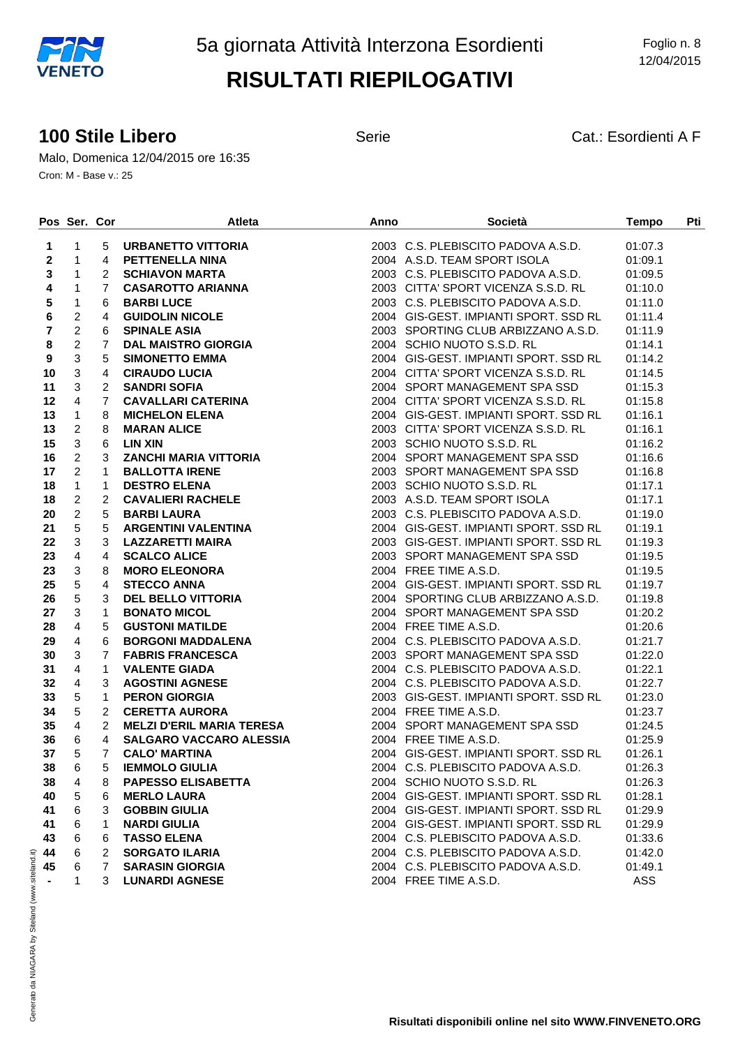# 5a giornata Attività Interzona Esordienti

# RISULTATI RIEPILOGATIVI

Foglio n. 8
12/04/2015

## 100 Stile Libero

Serie

Cat.: Esordienti A F

Malo, Domenica 12/04/2015 ore 16:35
Cron: M - Base v.: 25

| Pos | Ser. | Cor | Atleta | Anno | Società | Tempo | Pti |
|---|---|---|---|---|---|---|---|
| **1** | 1 | 5 | **URBANETTO VITTORIA** | 2003 | C.S. PLEBISCITO PADOVA A.S.D. | 01:07.3 | |
| **2** | 1 | 4 | **PETTENELLA NINA** | 2004 | A.S.D. TEAM SPORT ISOLA | 01:09.1 | |
| **3** | 1 | 2 | **SCHIAVON MARTA** | 2003 | C.S. PLEBISCITO PADOVA A.S.D. | 01:09.5 | |
| **4** | 1 | 7 | **CASAROTTO ARIANNA** | 2003 | CITTA' SPORT VICENZA S.S.D. RL | 01:10.0 | |
| **5** | 1 | 6 | **BARBI LUCE** | 2003 | C.S. PLEBISCITO PADOVA A.S.D. | 01:11.0 | |
| **6** | 2 | 4 | **GUIDOLIN NICOLE** | 2004 | GIS-GEST. IMPIANTI SPORT. SSD RL | 01:11.4 | |
| **7** | 2 | 6 | **SPINALE ASIA** | 2003 | SPORTING CLUB ARBIZZANO A.S.D. | 01:11.9 | |
| **8** | 2 | 7 | **DAL MAISTRO GIORGIA** | 2004 | SCHIO NUOTO S.S.D. RL | 01:14.1 | |
| **9** | 3 | 5 | **SIMONETTO EMMA** | 2004 | GIS-GEST. IMPIANTI SPORT. SSD RL | 01:14.2 | |
| **10** | 3 | 4 | **CIRAUDO LUCIA** | 2004 | CITTA' SPORT VICENZA S.S.D. RL | 01:14.5 | |
| **11** | 3 | 2 | **SANDRI SOFIA** | 2004 | SPORT MANAGEMENT SPA SSD | 01:15.3 | |
| **12** | 4 | 7 | **CAVALLARI CATERINA** | 2004 | CITTA' SPORT VICENZA S.S.D. RL | 01:15.8 | |
| **13** | 1 | 8 | **MICHELON ELENA** | 2004 | GIS-GEST. IMPIANTI SPORT. SSD RL | 01:16.1 | |
| **13** | 2 | 8 | **MARAN ALICE** | 2003 | CITTA' SPORT VICENZA S.S.D. RL | 01:16.1 | |
| **15** | 3 | 6 | **LIN XIN** | 2003 | SCHIO NUOTO S.S.D. RL | 01:16.2 | |
| **16** | 2 | 3 | **ZANCHI MARIA VITTORIA** | 2004 | SPORT MANAGEMENT SPA SSD | 01:16.6 | |
| **17** | 2 | 1 | **BALLOTTA IRENE** | 2003 | SPORT MANAGEMENT SPA SSD | 01:16.8 | |
| **18** | 1 | 1 | **DESTRO ELENA** | 2003 | SCHIO NUOTO S.S.D. RL | 01:17.1 | |
| **18** | 2 | 2 | **CAVALIERI RACHELE** | 2003 | A.S.D. TEAM SPORT ISOLA | 01:17.1 | |
| **20** | 2 | 5 | **BARBI LAURA** | 2003 | C.S. PLEBISCITO PADOVA A.S.D. | 01:19.0 | |
| **21** | 5 | 5 | **ARGENTINI VALENTINA** | 2004 | GIS-GEST. IMPIANTI SPORT. SSD RL | 01:19.1 | |
| **22** | 3 | 3 | **LAZZARETTI MAIRA** | 2003 | GIS-GEST. IMPIANTI SPORT. SSD RL | 01:19.3 | |
| **23** | 4 | 4 | **SCALCO ALICE** | 2003 | SPORT MANAGEMENT SPA SSD | 01:19.5 | |
| **23** | 3 | 8 | **MORO ELEONORA** | 2004 | FREE TIME A.S.D. | 01:19.5 | |
| **25** | 5 | 4 | **STECCO ANNA** | 2004 | GIS-GEST. IMPIANTI SPORT. SSD RL | 01:19.7 | |
| **26** | 5 | 3 | **DEL BELLO VITTORIA** | 2004 | SPORTING CLUB ARBIZZANO A.S.D. | 01:19.8 | |
| **27** | 3 | 1 | **BONATO MICOL** | 2004 | SPORT MANAGEMENT SPA SSD | 01:20.2 | |
| **28** | 4 | 5 | **GUSTONI MATILDE** | 2004 | FREE TIME A.S.D. | 01:20.6 | |
| **29** | 4 | 6 | **BORGONI MADDALENA** | 2004 | C.S. PLEBISCITO PADOVA A.S.D. | 01:21.7 | |
| **30** | 3 | 7 | **FABRIS FRANCESCA** | 2003 | SPORT MANAGEMENT SPA SSD | 01:22.0 | |
| **31** | 4 | 1 | **VALENTE GIADA** | 2004 | C.S. PLEBISCITO PADOVA A.S.D. | 01:22.1 | |
| **32** | 4 | 3 | **AGOSTINI AGNESE** | 2004 | C.S. PLEBISCITO PADOVA A.S.D. | 01:22.7 | |
| **33** | 5 | 1 | **PERON GIORGIA** | 2003 | GIS-GEST. IMPIANTI SPORT. SSD RL | 01:23.0 | |
| **34** | 5 | 2 | **CERETTA AURORA** | 2004 | FREE TIME A.S.D. | 01:23.7 | |
| **35** | 4 | 2 | **MELZI D'ERIL MARIA TERESA** | 2004 | SPORT MANAGEMENT SPA SSD | 01:24.5 | |
| **36** | 6 | 4 | **SALGARO VACCARO ALESSIA** | 2004 | FREE TIME A.S.D. | 01:25.9 | |
| **37** | 5 | 7 | **CALO' MARTINA** | 2004 | GIS-GEST. IMPIANTI SPORT. SSD RL | 01:26.1 | |
| **38** | 6 | 5 | **IEMMOLO GIULIA** | 2004 | C.S. PLEBISCITO PADOVA A.S.D. | 01:26.3 | |
| **38** | 4 | 8 | **PAPESSO ELISABETTA** | 2004 | SCHIO NUOTO S.S.D. RL | 01:26.3 | |
| **40** | 5 | 6 | **MERLO LAURA** | 2004 | GIS-GEST. IMPIANTI SPORT. SSD RL | 01:28.1 | |
| **41** | 6 | 3 | **GOBBIN GIULIA** | 2004 | GIS-GEST. IMPIANTI SPORT. SSD RL | 01:29.9 | |
| **41** | 6 | 1 | **NARDI GIULIA** | 2004 | GIS-GEST. IMPIANTI SPORT. SSD RL | 01:29.9 | |
| **43** | 6 | 6 | **TASSO ELENA** | 2004 | C.S. PLEBISCITO PADOVA A.S.D. | 01:33.6 | |
| **44** | 6 | 2 | **SORGATO ILARIA** | 2004 | C.S. PLEBISCITO PADOVA A.S.D. | 01:42.0 | |
| **45** | 6 | 7 | **SARASIN GIORGIA** | 2004 | C.S. PLEBISCITO PADOVA A.S.D. | 01:49.1 | |
| **-** | 1 | 3 | **LUNARDI AGNESE** | 2004 | FREE TIME A.S.D. | ASS | |

Generato da NIAGARA by Siteland (www.siteland.it)

**Risultati disponibili online nel sito WWW.FINVENETO.ORG**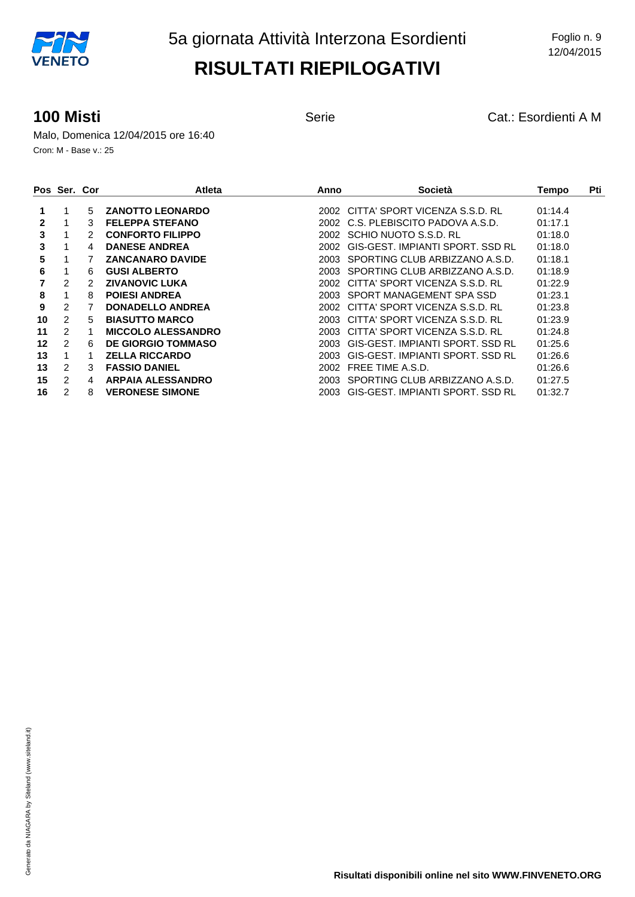# 5a giornata Attività Interzona Esordienti

# RISULTATI RIEPILOGATIVI

Foglio n. 9
12/04/2015

## 100 Misti

Serie

Cat.: Esordienti A M

Malo, Domenica 12/04/2015 ore 16:40

Cron: M - Base v.: 25

| Pos | Ser. | Cor | Atleta | Anno | Società | Tempo | Pti |
|---|---|---|---|---|---|---|---|
| **1** | 1 | 5 | **ZANOTTO LEONARDO** | 2002 | CITTA' SPORT VICENZA S.S.D. RL | 01:14.4 | |
| **2** | 1 | 3 | **FELEPPA STEFANO** | 2002 | C.S. PLEBISCITO PADOVA A.S.D. | 01:17.1 | |
| **3** | 1 | 2 | **CONFORTO FILIPPO** | 2002 | SCHIO NUOTO S.S.D. RL | 01:18.0 | |
| **3** | 1 | 4 | **DANESE ANDREA** | 2002 | GIS-GEST. IMPIANTI SPORT. SSD RL | 01:18.0 | |
| **5** | 1 | 7 | **ZANCANARO DAVIDE** | 2003 | SPORTING CLUB ARBIZZANO A.S.D. | 01:18.1 | |
| **6** | 1 | 6 | **GUSI ALBERTO** | 2003 | SPORTING CLUB ARBIZZANO A.S.D. | 01:18.9 | |
| **7** | 2 | 2 | **ZIVANOVIC LUKA** | 2002 | CITTA' SPORT VICENZA S.S.D. RL | 01:22.9 | |
| **8** | 1 | 8 | **POIESI ANDREA** | 2003 | SPORT MANAGEMENT SPA SSD | 01:23.1 | |
| **9** | 2 | 7 | **DONADELLO ANDREA** | 2002 | CITTA' SPORT VICENZA S.S.D. RL | 01:23.8 | |
| **10** | 2 | 5 | **BIASUTTO MARCO** | 2003 | CITTA' SPORT VICENZA S.S.D. RL | 01:23.9 | |
| **11** | 2 | 1 | **MICCOLO ALESSANDRO** | 2003 | CITTA' SPORT VICENZA S.S.D. RL | 01:24.8 | |
| **12** | 2 | 6 | **DE GIORGIO TOMMASO** | 2003 | GIS-GEST. IMPIANTI SPORT. SSD RL | 01:25.6 | |
| **13** | 1 | 1 | **ZELLA RICCARDO** | 2003 | GIS-GEST. IMPIANTI SPORT. SSD RL | 01:26.6 | |
| **13** | 2 | 3 | **FASSIO DANIEL** | 2002 | FREE TIME A.S.D. | 01:26.6 | |
| **15** | 2 | 4 | **ARPAIA ALESSANDRO** | 2003 | SPORTING CLUB ARBIZZANO A.S.D. | 01:27.5 | |
| **16** | 2 | 8 | **VERONESE SIMONE** | 2003 | GIS-GEST. IMPIANTI SPORT. SSD RL | 01:32.7 | |

Generato da NIAGARA by Siteland (www.siteland.it)

**Risultati disponibili online nel sito WWW.FINVENETO.ORG**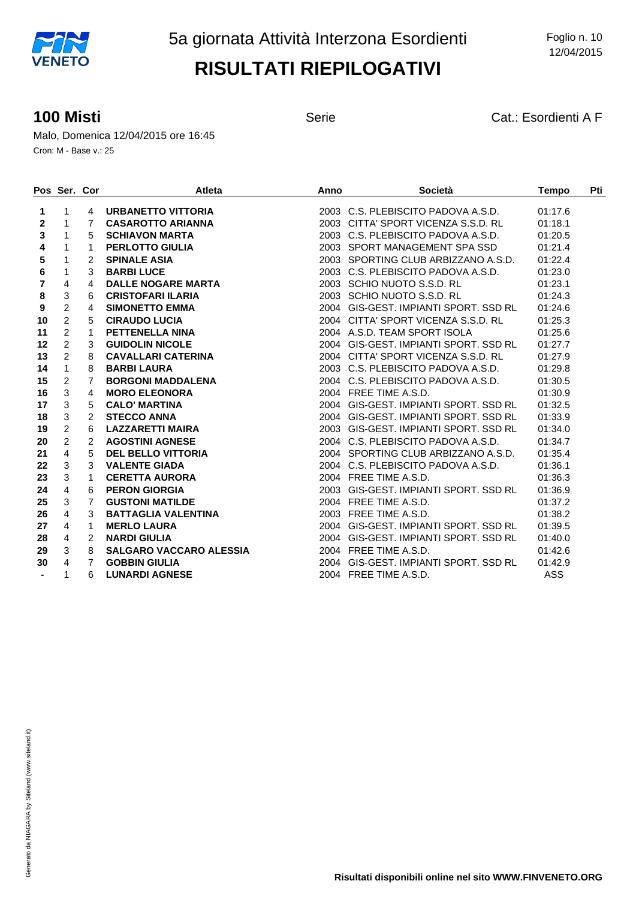# 5a giornata Attività Interzona Esordienti

## RISULTATI RIEPILOGATIVI

Foglio n. 10
12/04/2015

### 100 Misti

Serie

Cat.: Esordienti A F

Malo, Domenica 12/04/2015 ore 16:45

Cron: M - Base v.: 25

| Pos | Ser. | Cor | Atleta | Anno | Società | Tempo | Pti |
|---|---|---|---|---|---|---|---|
| 1 | 1 | 4 | URBANETTO VITTORIA | 2003 | C.S. PLEBISCITO PADOVA A.S.D. | 01:17.6 | |
| 2 | 1 | 7 | CASAROTTO ARIANNA | 2003 | CITTA' SPORT VICENZA S.S.D. RL | 01:18.1 | |
| 3 | 1 | 5 | SCHIAVON MARTA | 2003 | C.S. PLEBISCITO PADOVA A.S.D. | 01:20.5 | |
| 4 | 1 | 1 | PERLOTTO GIULIA | 2003 | SPORT MANAGEMENT SPA SSD | 01:21.4 | |
| 5 | 1 | 2 | SPINALE ASIA | 2003 | SPORTING CLUB ARBIZZANO A.S.D. | 01:22.4 | |
| 6 | 1 | 3 | BARBI LUCE | 2003 | C.S. PLEBISCITO PADOVA A.S.D. | 01:23.0 | |
| 7 | 4 | 4 | DALLE NOGARE MARTA | 2003 | SCHIO NUOTO S.S.D. RL | 01:23.1 | |
| 8 | 3 | 6 | CRISTOFARI ILARIA | 2003 | SCHIO NUOTO S.S.D. RL | 01:24.3 | |
| 9 | 2 | 4 | SIMONETTO EMMA | 2004 | GIS-GEST. IMPIANTI SPORT. SSD RL | 01:24.6 | |
| 10 | 2 | 5 | CIRAUDO LUCIA | 2004 | CITTA' SPORT VICENZA S.S.D. RL | 01:25.3 | |
| 11 | 2 | 1 | PETTENELLA NINA | 2004 | A.S.D. TEAM SPORT ISOLA | 01:25.6 | |
| 12 | 2 | 3 | GUIDOLIN NICOLE | 2004 | GIS-GEST. IMPIANTI SPORT. SSD RL | 01:27.7 | |
| 13 | 2 | 8 | CAVALLARI CATERINA | 2004 | CITTA' SPORT VICENZA S.S.D. RL | 01:27.9 | |
| 14 | 1 | 8 | BARBI LAURA | 2003 | C.S. PLEBISCITO PADOVA A.S.D. | 01:29.8 | |
| 15 | 2 | 7 | BORGONI MADDALENA | 2004 | C.S. PLEBISCITO PADOVA A.S.D. | 01:30.5 | |
| 16 | 3 | 4 | MORO ELEONORA | 2004 | FREE TIME A.S.D. | 01:30.9 | |
| 17 | 3 | 5 | CALO' MARTINA | 2004 | GIS-GEST. IMPIANTI SPORT. SSD RL | 01:32.5 | |
| 18 | 3 | 2 | STECCO ANNA | 2004 | GIS-GEST. IMPIANTI SPORT. SSD RL | 01:33.9 | |
| 19 | 2 | 6 | LAZZARETTI MAIRA | 2003 | GIS-GEST. IMPIANTI SPORT. SSD RL | 01:34.0 | |
| 20 | 2 | 2 | AGOSTINI AGNESE | 2004 | C.S. PLEBISCITO PADOVA A.S.D. | 01:34.7 | |
| 21 | 4 | 5 | DEL BELLO VITTORIA | 2004 | SPORTING CLUB ARBIZZANO A.S.D. | 01:35.4 | |
| 22 | 3 | 3 | VALENTE GIADA | 2004 | C.S. PLEBISCITO PADOVA A.S.D. | 01:36.1 | |
| 23 | 3 | 1 | CERETTA AURORA | 2004 | FREE TIME A.S.D. | 01:36.3 | |
| 24 | 4 | 6 | PERON GIORGIA | 2003 | GIS-GEST. IMPIANTI SPORT. SSD RL | 01:36.9 | |
| 25 | 3 | 7 | GUSTONI MATILDE | 2004 | FREE TIME A.S.D. | 01:37.2 | |
| 26 | 4 | 3 | BATTAGLIA VALENTINA | 2003 | FREE TIME A.S.D. | 01:38.2 | |
| 27 | 4 | 1 | MERLO LAURA | 2004 | GIS-GEST. IMPIANTI SPORT. SSD RL | 01:39.5 | |
| 28 | 4 | 2 | NARDI GIULIA | 2004 | GIS-GEST. IMPIANTI SPORT. SSD RL | 01:40.0 | |
| 29 | 3 | 8 | SALGARO VACCARO ALESSIA | 2004 | FREE TIME A.S.D. | 01:42.6 | |
| 30 | 4 | 7 | GOBBIN GIULIA | 2004 | GIS-GEST. IMPIANTI SPORT. SSD RL | 01:42.9 | |
| - | 1 | 6 | LUNARDI AGNESE | 2004 | FREE TIME A.S.D. | ASS | |

Generato da NIAGARA by Siteland (www.siteland.it)

**Risultati disponibili online nel sito WWW.FINVENETO.ORG**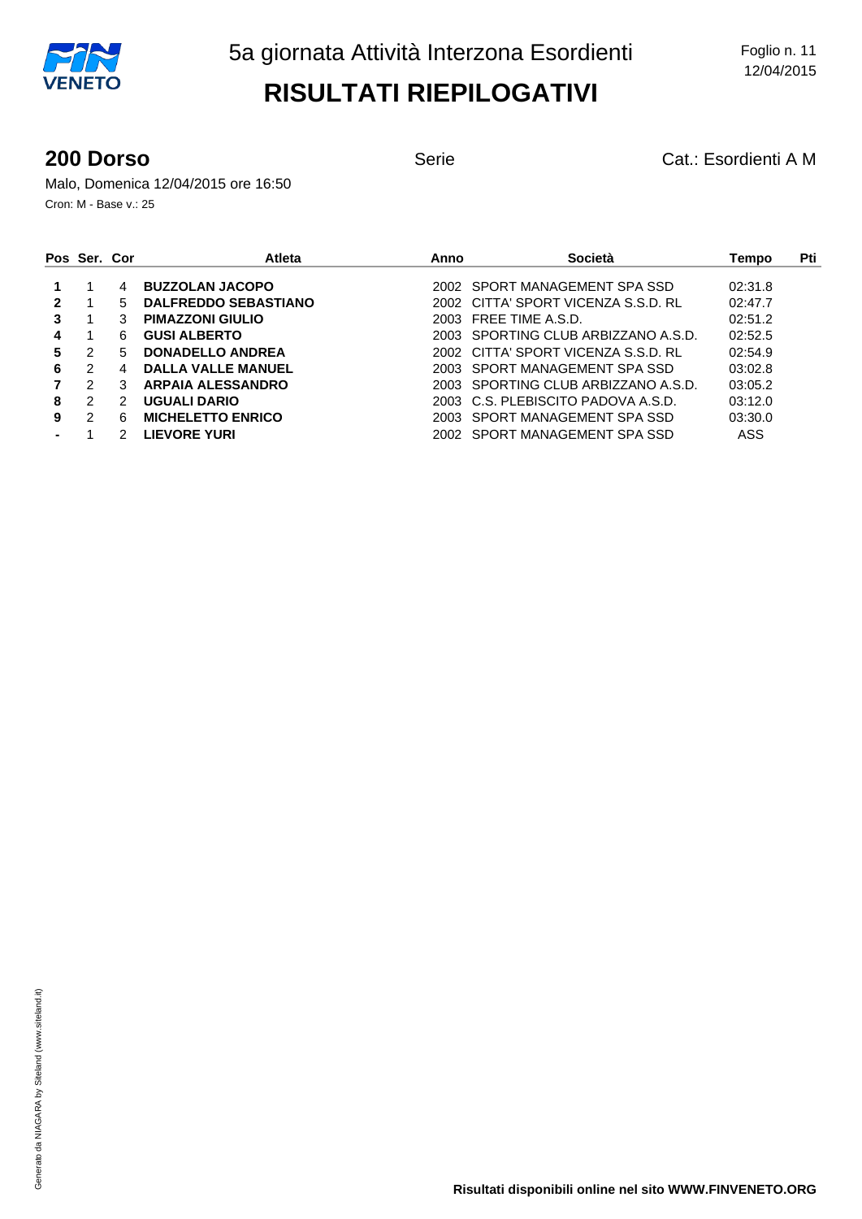5a giornata Attività Interzona Esordienti

# RISULTATI RIEPILOGATIVI

## 200 Dorso

Serie

Cat.: Esordienti A M

Malo, Domenica 12/04/2015 ore 16:50

Cron: M - Base v.: 25

| Pos | Ser. | Cor | Atleta | Anno | Società | Tempo | Pti |
|---|---|---|---|---|---|---|---|
| **1** | 1 | 4 | **BUZZOLAN JACOPO** | 2002 | SPORT MANAGEMENT SPA SSD | 02:31.8 | |
| **2** | 1 | 5 | **DALFREDDO SEBASTIANO** | 2002 | CITTA' SPORT VICENZA S.S.D. RL | 02:47.7 | |
| **3** | 1 | 3 | **PIMAZZONI GIULIO** | 2003 | FREE TIME A.S.D. | 02:51.2 | |
| **4** | 1 | 6 | **GUSI ALBERTO** | 2003 | SPORTING CLUB ARBIZZANO A.S.D. | 02:52.5 | |
| **5** | 2 | 5 | **DONADELLO ANDREA** | 2002 | CITTA' SPORT VICENZA S.S.D. RL | 02:54.9 | |
| **6** | 2 | 4 | **DALLA VALLE MANUEL** | 2003 | SPORT MANAGEMENT SPA SSD | 03:02.8 | |
| **7** | 2 | 3 | **ARPAIA ALESSANDRO** | 2003 | SPORTING CLUB ARBIZZANO A.S.D. | 03:05.2 | |
| **8** | 2 | 2 | **UGUALI DARIO** | 2003 | C.S. PLEBISCITO PADOVA A.S.D. | 03:12.0 | |
| **9** | 2 | 6 | **MICHELETTO ENRICO** | 2003 | SPORT MANAGEMENT SPA SSD | 03:30.0 | |
| **-** | 1 | 2 | **LIEVORE YURI** | 2002 | SPORT MANAGEMENT SPA SSD | ASS | |

Generato da NIAGARA by Siteland (www.siteland.it)

**Risultati disponibili online nel sito WWW.FINVENETO.ORG**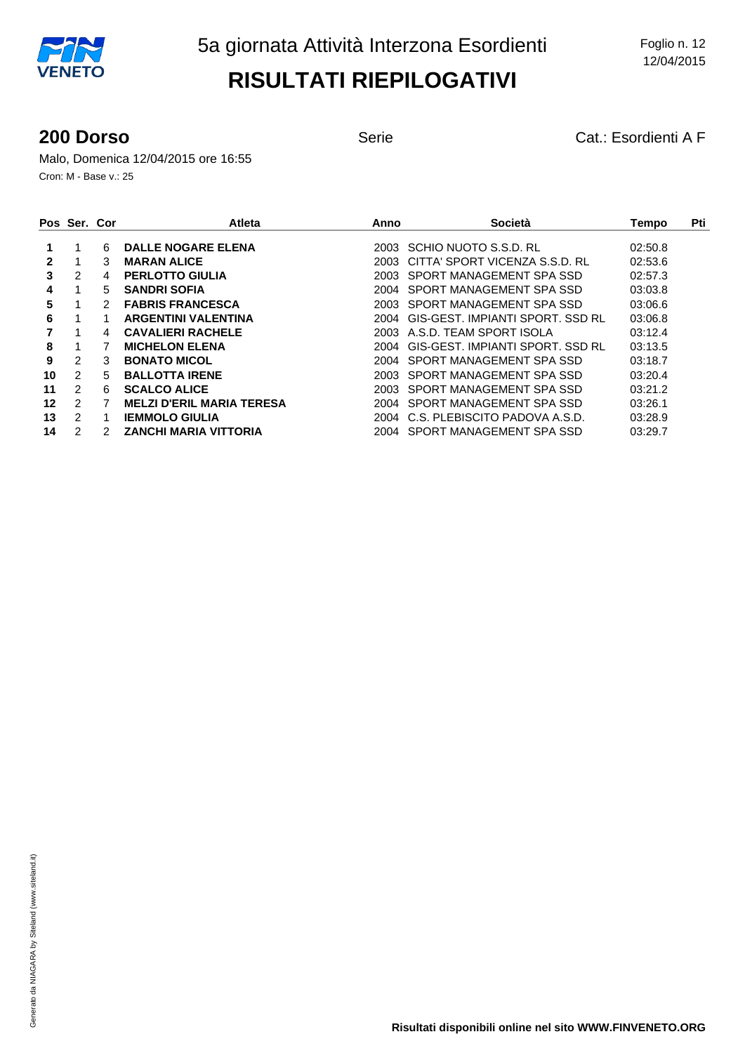# 5a giornata Attività Interzona Esordienti

## RISULTATI RIEPILOGATIVI

Foglio n. 12
12/04/2015

### 200 Dorso

Serie

Cat.: Esordienti A F

Malo, Domenica 12/04/2015 ore 16:55

Cron: M - Base v.: 25

| Pos | Ser. | Cor | Atleta | Anno | Società | Tempo | Pti |
|---|---|---|---|---|---|---|---|
| **1** | 1 | 6 | **DALLE NOGARE ELENA** | 2003 | SCHIO NUOTO S.S.D. RL | 02:50.8 | |
| **2** | 1 | 3 | **MARAN ALICE** | 2003 | CITTA' SPORT VICENZA S.S.D. RL | 02:53.6 | |
| **3** | 2 | 4 | **PERLOTTO GIULIA** | 2003 | SPORT MANAGEMENT SPA SSD | 02:57.3 | |
| **4** | 1 | 5 | **SANDRI SOFIA** | 2004 | SPORT MANAGEMENT SPA SSD | 03:03.8 | |
| **5** | 1 | 2 | **FABRIS FRANCESCA** | 2003 | SPORT MANAGEMENT SPA SSD | 03:06.6 | |
| **6** | 1 | 1 | **ARGENTINI VALENTINA** | 2004 | GIS-GEST. IMPIANTI SPORT. SSD RL | 03:06.8 | |
| **7** | 1 | 4 | **CAVALIERI RACHELE** | 2003 | A.S.D. TEAM SPORT ISOLA | 03:12.4 | |
| **8** | 1 | 7 | **MICHELON ELENA** | 2004 | GIS-GEST. IMPIANTI SPORT. SSD RL | 03:13.5 | |
| **9** | 2 | 3 | **BONATO MICOL** | 2004 | SPORT MANAGEMENT SPA SSD | 03:18.7 | |
| **10** | 2 | 5 | **BALLOTTA IRENE** | 2003 | SPORT MANAGEMENT SPA SSD | 03:20.4 | |
| **11** | 2 | 6 | **SCALCO ALICE** | 2003 | SPORT MANAGEMENT SPA SSD | 03:21.2 | |
| **12** | 2 | 7 | **MELZI D'ERIL MARIA TERESA** | 2004 | SPORT MANAGEMENT SPA SSD | 03:26.1 | |
| **13** | 2 | 1 | **IEMMOLO GIULIA** | 2004 | C.S. PLEBISCITO PADOVA A.S.D. | 03:28.9 | |
| **14** | 2 | 2 | **ZANCHI MARIA VITTORIA** | 2004 | SPORT MANAGEMENT SPA SSD | 03:29.7 | |

**Risultati disponibili online nel sito WWW.FINVENETO.ORG**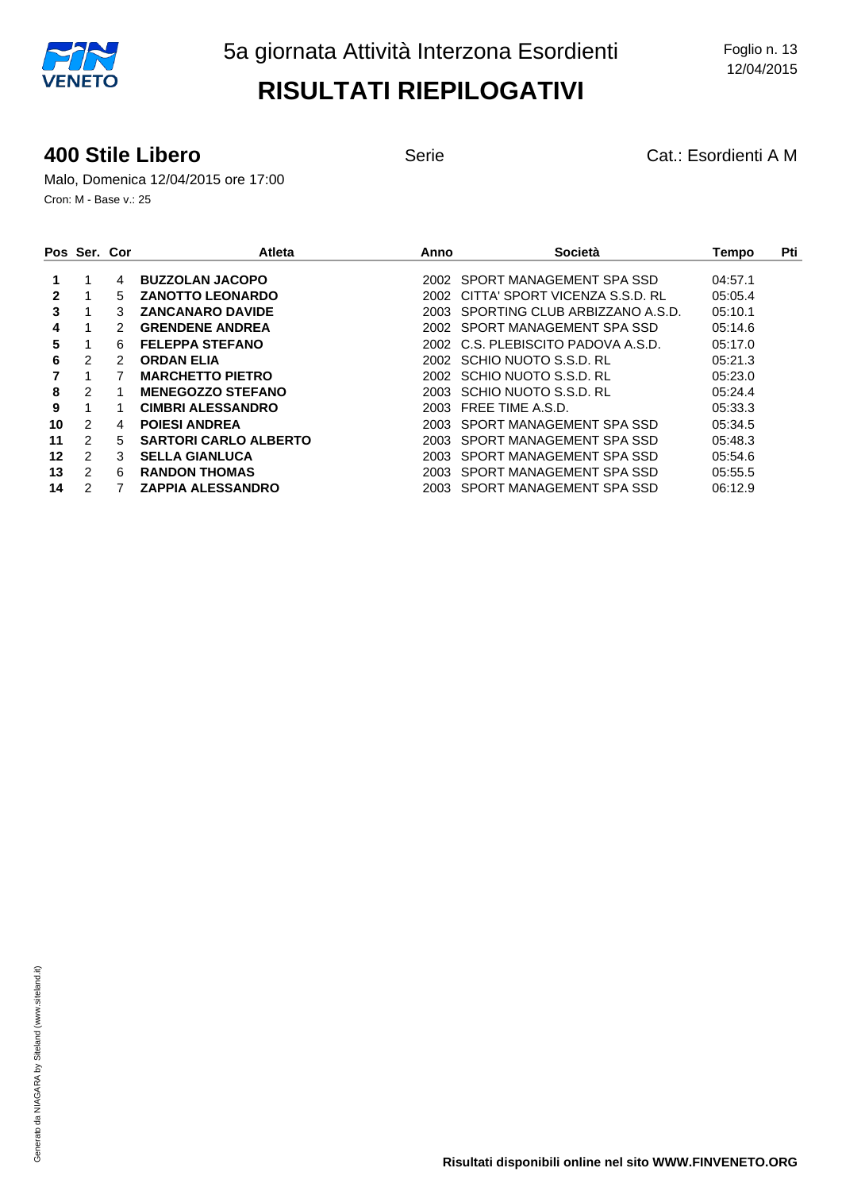# 5a giornata Attività Interzona Esordienti

# RISULTATI RIEPILOGATIVI

## 400 Stile Libero

Serie

Cat.: Esordienti A M

Malo, Domenica 12/04/2015 ore 17:00

Cron: M - Base v.: 25

| Pos | Ser. | Cor | Atleta | Anno | Società | Tempo | Pti |
|---|---|---|---|---|---|---|---|
| **1** | 1 | 4 | **BUZZOLAN JACOPO** | 2002 | SPORT MANAGEMENT SPA SSD | 04:57.1 | |
| **2** | 1 | 5 | **ZANOTTO LEONARDO** | 2002 | CITTA' SPORT VICENZA S.S.D. RL | 05:05.4 | |
| **3** | 1 | 3 | **ZANCANARO DAVIDE** | 2003 | SPORTING CLUB ARBIZZANO A.S.D. | 05:10.1 | |
| **4** | 1 | 2 | **GRENDENE ANDREA** | 2002 | SPORT MANAGEMENT SPA SSD | 05:14.6 | |
| **5** | 1 | 6 | **FELEPPA STEFANO** | 2002 | C.S. PLEBISCITO PADOVA A.S.D. | 05:17.0 | |
| **6** | 2 | 2 | **ORDAN ELIA** | 2002 | SCHIO NUOTO S.S.D. RL | 05:21.3 | |
| **7** | 1 | 7 | **MARCHETTO PIETRO** | 2002 | SCHIO NUOTO S.S.D. RL | 05:23.0 | |
| **8** | 2 | 1 | **MENEGOZZO STEFANO** | 2003 | SCHIO NUOTO S.S.D. RL | 05:24.4 | |
| **9** | 1 | 1 | **CIMBRI ALESSANDRO** | 2003 | FREE TIME A.S.D. | 05:33.3 | |
| **10** | 2 | 4 | **POIESI ANDREA** | 2003 | SPORT MANAGEMENT SPA SSD | 05:34.5 | |
| **11** | 2 | 5 | **SARTORI CARLO ALBERTO** | 2003 | SPORT MANAGEMENT SPA SSD | 05:48.3 | |
| **12** | 2 | 3 | **SELLA GIANLUCA** | 2003 | SPORT MANAGEMENT SPA SSD | 05:54.6 | |
| **13** | 2 | 6 | **RANDON THOMAS** | 2003 | SPORT MANAGEMENT SPA SSD | 05:55.5 | |
| **14** | 2 | 7 | **ZAPPIA ALESSANDRO** | 2003 | SPORT MANAGEMENT SPA SSD | 06:12.9 | |

**Risultati disponibili online nel sito WWW.FINVENETO.ORG**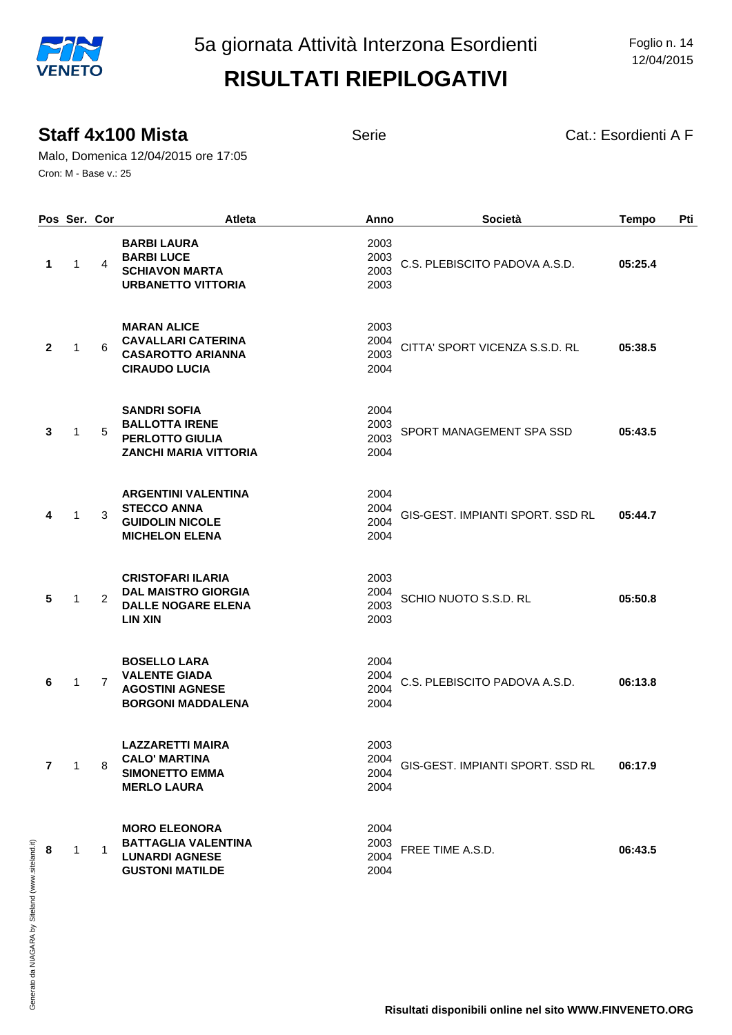5a giornata Attività Interzona Esordienti

# RISULTATI RIEPILOGATIVI

## Staff 4x100 Mista

Serie

Cat.: Esordienti A F

Malo, Domenica 12/04/2015 ore 17:05

Cron: M - Base v.: 25

| Pos | Ser. | Cor | Atleta | Anno | Società | Tempo | Pti |
|---|---|---|---|---|---|---|---|
| **1** | 1 | 4 | **BARBI LAURA**<br>**BARBI LUCE**<br>**SCHIAVON MARTA**<br>**URBANETTO VITTORIA** | 2003<br>2003<br>2003<br>2003 | C.S. PLEBISCITO PADOVA A.S.D. | **05:25.4** | |
| **2** | 1 | 6 | **MARAN ALICE**<br>**CAVALLARI CATERINA**<br>**CASAROTTO ARIANNA**<br>**CIRAUDO LUCIA** | 2003<br>2004<br>2003<br>2004 | CITTA' SPORT VICENZA S.S.D. RL | **05:38.5** | |
| **3** | 1 | 5 | **SANDRI SOFIA**<br>**BALLOTTA IRENE**<br>**PERLOTTO GIULIA**<br>**ZANCHI MARIA VITTORIA** | 2004<br>2003<br>2003<br>2004 | SPORT MANAGEMENT SPA SSD | **05:43.5** | |
| **4** | 1 | 3 | **ARGENTINI VALENTINA**<br>**STECCO ANNA**<br>**GUIDOLIN NICOLE**<br>**MICHELON ELENA** | 2004<br>2004<br>2004<br>2004 | GIS-GEST. IMPIANTI SPORT. SSD RL | **05:44.7** | |
| **5** | 1 | 2 | **CRISTOFARI ILARIA**<br>**DAL MAISTRO GIORGIA**<br>**DALLE NOGARE ELENA**<br>**LIN XIN** | 2003<br>2004<br>2003<br>2003 | SCHIO NUOTO S.S.D. RL | **05:50.8** | |
| **6** | 1 | 7 | **BOSELLO LARA**<br>**VALENTE GIADA**<br>**AGOSTINI AGNESE**<br>**BORGONI MADDALENA** | 2004<br>2004<br>2004<br>2004 | C.S. PLEBISCITO PADOVA A.S.D. | **06:13.8** | |
| **7** | 1 | 8 | **LAZZARETTI MAIRA**<br>**CALO' MARTINA**<br>**SIMONETTO EMMA**<br>**MERLO LAURA** | 2003<br>2004<br>2004<br>2004 | GIS-GEST. IMPIANTI SPORT. SSD RL | **06:17.9** | |
| **8** | 1 | 1 | **MORO ELEONORA**<br>**BATTAGLIA VALENTINA**<br>**LUNARDI AGNESE**<br>**GUSTONI MATILDE** | 2004<br>2003<br>2004<br>2004 | FREE TIME A.S.D. | **06:43.5** | |

**Risultati disponibili online nel sito WWW.FINVENETO.ORG**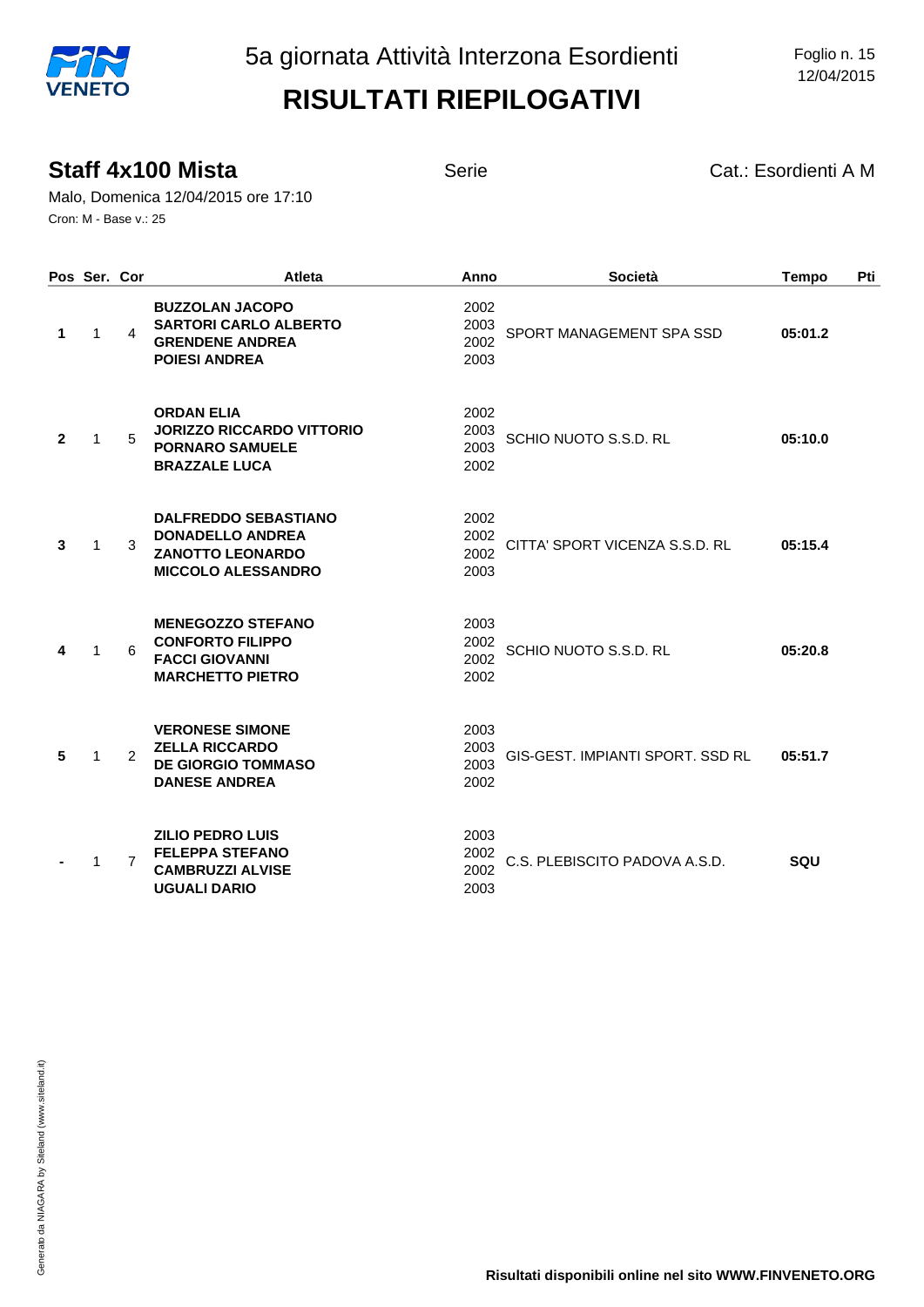# 5a giornata Attività Interzona Esordienti

Foglio n. 15
12/04/2015

# RISULTATI RIEPILOGATIVI

## Staff 4x100 Mista

Serie

Cat.: Esordienti A M

Malo, Domenica 12/04/2015 ore 17:10

Cron: M - Base v.: 25

| Pos | Ser. | Cor | Atleta | Anno | Società | Tempo | Pti |
|---|---|---|---|---|---|---|---|
| **1** | 1 | 4 | **BUZZOLAN JACOPO**<br>**SARTORI CARLO ALBERTO**<br>**GRENDENE ANDREA**<br>**POIESI ANDREA** | 2002<br>2003<br>2002<br>2003 | SPORT MANAGEMENT SPA SSD | **05:01.2** | |
| **2** | 1 | 5 | **ORDAN ELIA**<br>**JORIZZO RICCARDO VITTORIO**<br>**PORNARO SAMUELE**<br>**BRAZZALE LUCA** | 2002<br>2003<br>2003<br>2002 | SCHIO NUOTO S.S.D. RL | **05:10.0** | |
| **3** | 1 | 3 | **DALFREDDO SEBASTIANO**<br>**DONADELLO ANDREA**<br>**ZANOTTO LEONARDO**<br>**MICCOLO ALESSANDRO** | 2002<br>2002<br>2002<br>2003 | CITTA' SPORT VICENZA S.S.D. RL | **05:15.4** | |
| **4** | 1 | 6 | **MENEGOZZO STEFANO**<br>**CONFORTO FILIPPO**<br>**FACCI GIOVANNI**<br>**MARCHETTO PIETRO** | 2003<br>2002<br>2002<br>2002 | SCHIO NUOTO S.S.D. RL | **05:20.8** | |
| **5** | 1 | 2 | **VERONESE SIMONE**<br>**ZELLA RICCARDO**<br>**DE GIORGIO TOMMASO**<br>**DANESE ANDREA** | 2003<br>2003<br>2003<br>2002 | GIS-GEST. IMPIANTI SPORT. SSD RL | **05:51.7** | |
| **-** | 1 | 7 | **ZILIO PEDRO LUIS**<br>**FELEPPA STEFANO**<br>**CAMBRUZZI ALVISE**<br>**UGUALI DARIO** | 2003<br>2002<br>2002<br>2003 | C.S. PLEBISCITO PADOVA A.S.D. | **SQU** | |

Generato da NIAGARA by Siteland (www.siteland.it)

**Risultati disponibili online nel sito WWW.FINVENETO.ORG**